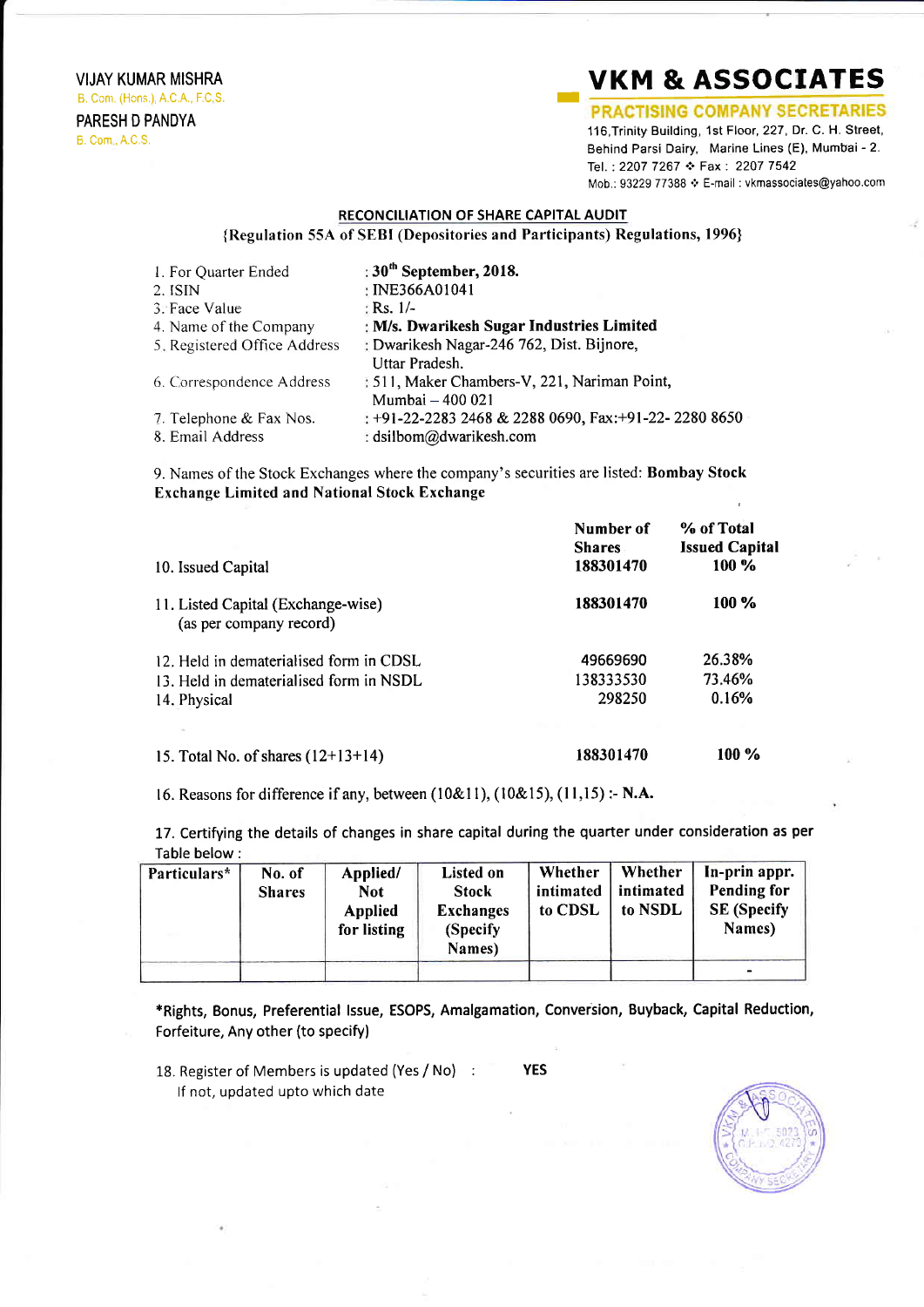VIJAY KUMAR MISHRA
B. Com. (Hons.), A.C.A., F.C.S.
PARESH D PANDYA
B. Com., A.C.S.

# VKM & ASSOCIATES

**PRACTISING COMPANY SECRETARIES**

116,Trinity Building, 1st Floor, 227, Dr. C. H. Street, Behind Parsi Dairy, Marine Lines (E), Mumbai - 2.
Tel. : 2207 7267 ❖ Fax : 2207 7542
Mob.: 93229 77388 ❖ E-mail : vkmassociates@yahoo.com

## RECONCILIATION OF SHARE CAPITAL AUDIT

{Regulation 55A of SEBI (Depositories and Participants) Regulations, 1996}

1. For Quarter Ended : **30th September, 2018.**
2. ISIN : INE366A01041
3. Face Value : Rs. 1/-
4. Name of the Company : **M/s. Dwarikesh Sugar Industries Limited**
5. Registered Office Address : Dwarikesh Nagar-246 762, Dist. Bijnore, Uttar Pradesh.
6. Correspondence Address : 511, Maker Chambers-V, 221, Nariman Point, Mumbai – 400 021
7. Telephone & Fax Nos. : +91-22-2283 2468 & 2288 0690, Fax:+91-22- 2280 8650
8. Email Address : dsilbom@dwarikesh.com

9. Names of the Stock Exchanges where the company's securities are listed: **Bombay Stock Exchange Limited and National Stock Exchange**

| | Number of Shares | % of Total Issued Capital |
|---|---|---|
| 10. Issued Capital | 188301470 | 100 % |
| 11. Listed Capital (Exchange-wise) (as per company record) | 188301470 | 100 % |
| 12. Held in dematerialised form in CDSL | 49669690 | 26.38% |
| 13. Held in dematerialised form in NSDL | 138333530 | 73.46% |
| 14. Physical | 298250 | 0.16% |
| 15. Total No. of shares (12+13+14) | 188301470 | 100 % |

16. Reasons for difference if any, between (10&11), (10&15), (11,15) :- **N.A.**

17. Certifying the details of changes in share capital during the quarter under consideration as per Table below :

| Particulars* | No. of Shares | Applied/ Not Applied for listing | Listed on Stock Exchanges (Specify Names) | Whether intimated to CDSL | Whether intimated to NSDL | In-prin appr. Pending for SE (Specify Names) |
|---|---|---|---|---|---|---|
| | | | | | | - |

*Rights, Bonus, Preferential Issue, ESOPS, Amalgamation, Conversion, Buyback, Capital Reduction, Forfeiture, Any other (to specify)

18. Register of Members is updated (Yes / No) : **YES**
If not, updated upto which date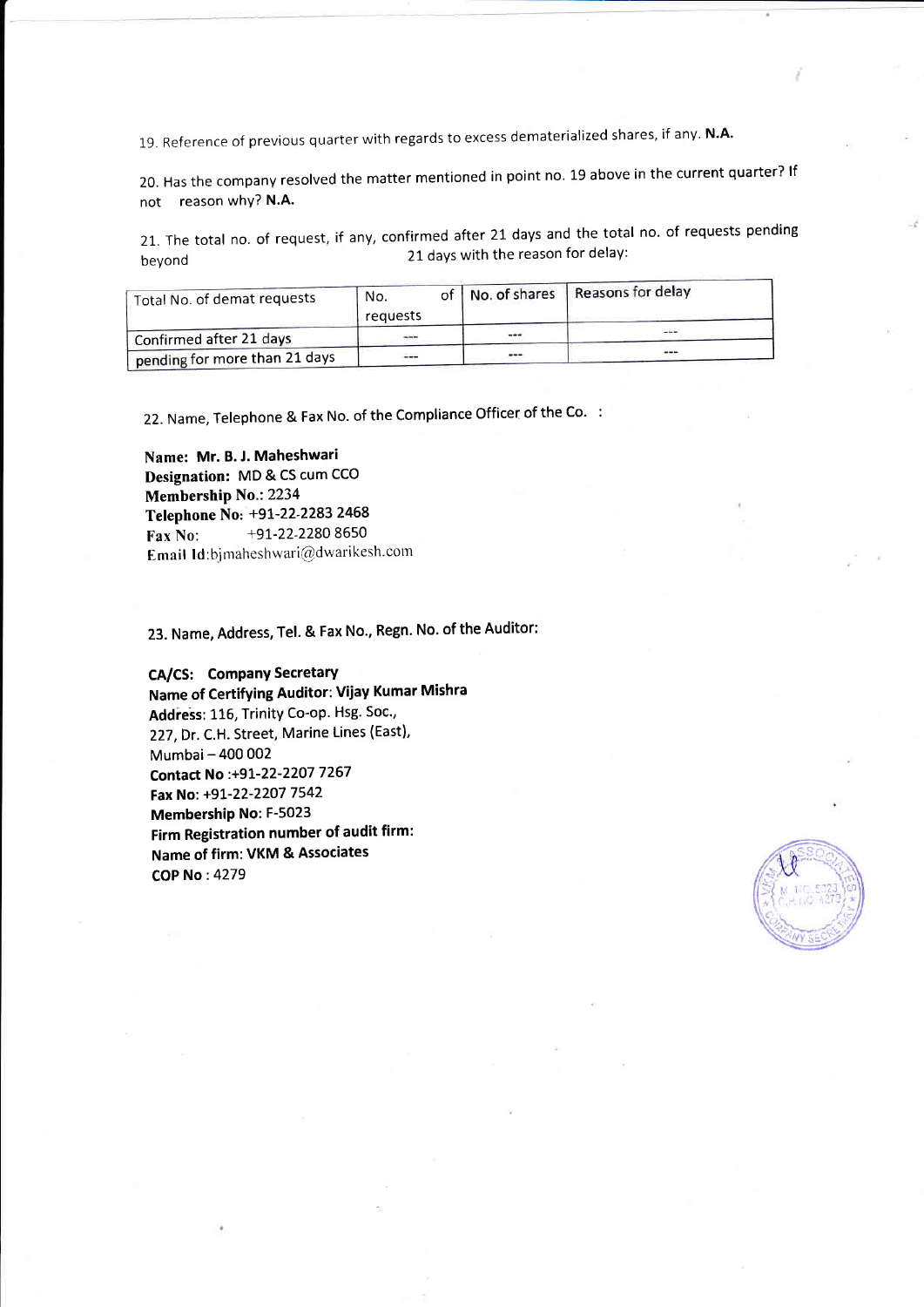19. Reference of previous quarter with regards to excess dematerialized shares, if any. **N.A.**

20. Has the company resolved the matter mentioned in point no. 19 above in the current quarter? If not reason why? **N.A.**

21. The total no. of request, if any, confirmed after 21 days and the total no. of requests pending beyond 21 days with the reason for delay:

| Total No. of demat requests | No. of requests | No. of shares | Reasons for delay |
|---|---|---|---|
| Confirmed after 21 days | --- | --- | --- |
| pending for more than 21 days | --- | --- | --- |

22. Name, Telephone & Fax No. of the Compliance Officer of the Co. :

**Name: Mr. B. J. Maheshwari**
**Designation:** MD & CS cum CCO
**Membership No.:** 2234
**Telephone No:** +91-22-2283 2468
**Fax No:** +91-22-2280 8650
**Email Id:**bjmaheshwari@dwarikesh.com

23. Name, Address, Tel. & Fax No., Regn. No. of the Auditor:

**CA/CS: Company Secretary**
**Name of Certifying Auditor: Vijay Kumar Mishra**
**Address**: 116, Trinity Co-op. Hsg. Soc.,
227, Dr. C.H. Street, Marine Lines (East),
Mumbai – 400 002
**Contact No** :+91-22-2207 7267
**Fax No:** +91-22-2207 7542
**Membership No:** F-5023
**Firm Registration number of audit firm:**
**Name of firm: VKM & Associates**
**COP No** : 4279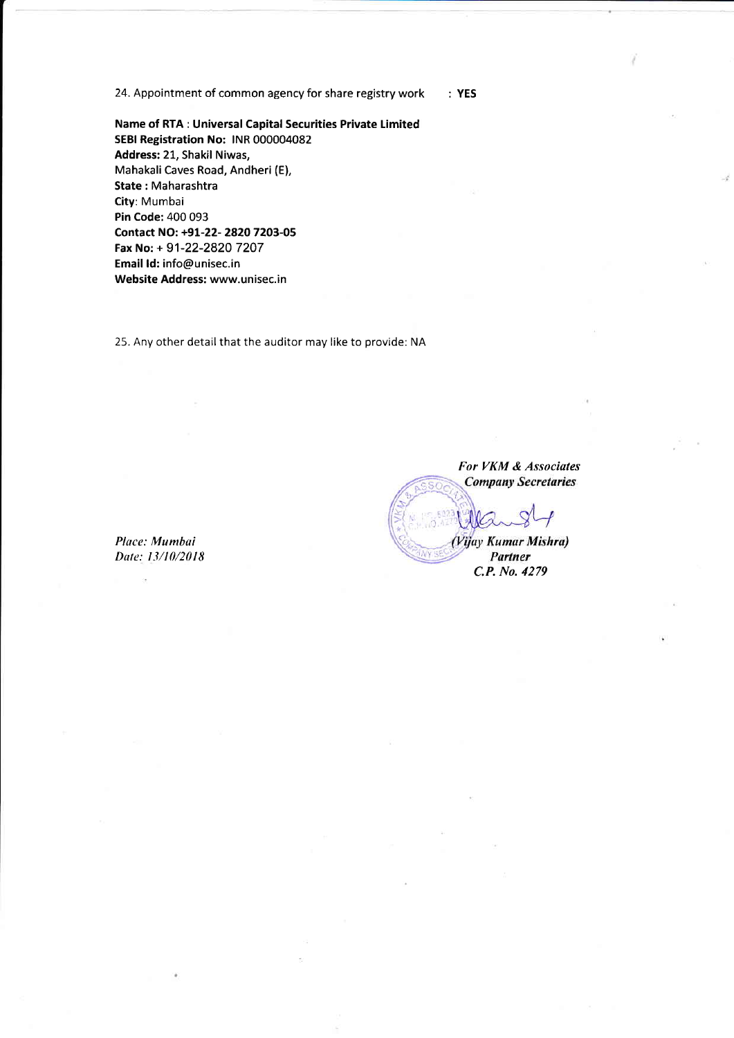24. Appointment of common agency for share registry work : **YES**

**Name of RTA** : **Universal Capital Securities Private Limited**
**SEBI Registration No:** INR 000004082
**Address:** 21, Shakil Niwas,
Mahakali Caves Road, Andheri (E),
**State** : Maharashtra
**City**: Mumbai
**Pin Code:** 400 093
**Contact NO: +91-22- 2820 7203-05**
**Fax No:** + 91-22-2820 7207
**Email Id:** info@unisec.in
**Website Address:** www.unisec.in

25. Any other detail that the auditor may like to provide: NA

***For VKM & Associates***
***Company Secretaries***

*Place: Mumbai*
*Date: 13/10/2018*

***(Vijay Kumar Mishra)***
***Partner***
*C.P. No. 4279*